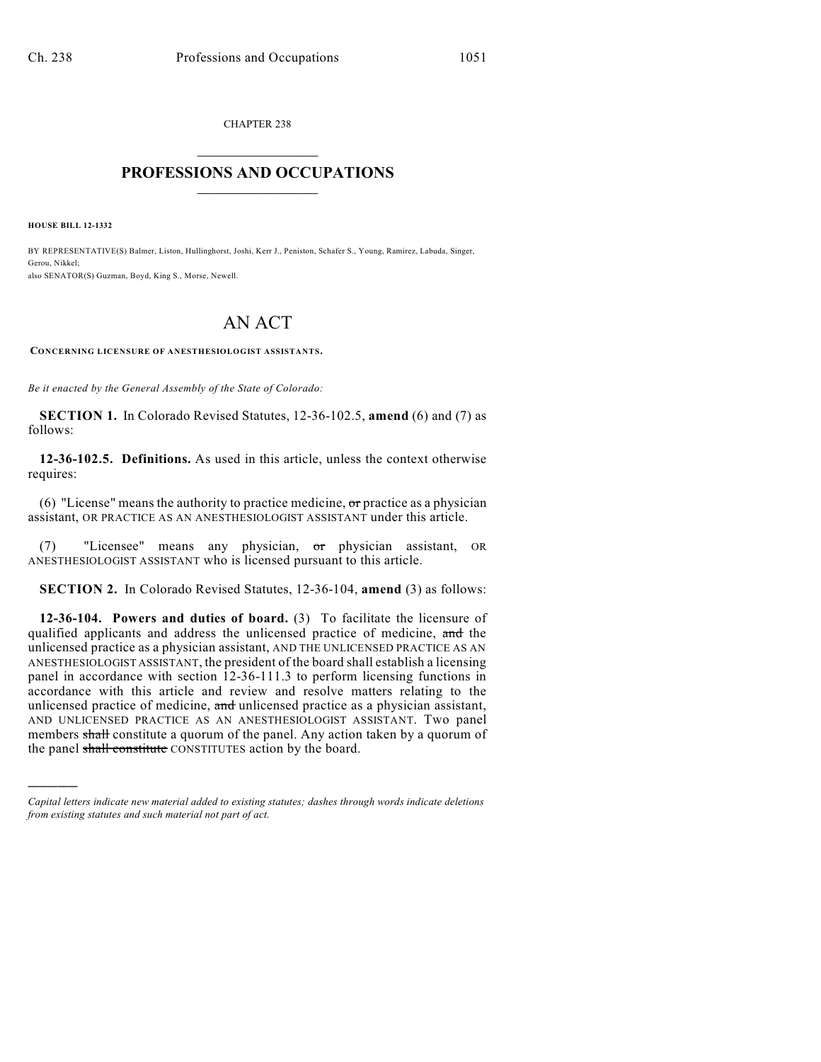CHAPTER 238

# PROFESSIONS AND OCCUPATIONS

**HOUSE BILL 12-1332**

BY REPRESENTATIVE(S) Balmer, Liston, Hullinghorst, Joshi, Kerr J., Peniston, Schafer S., Young, Ramirez, Labuda, Singer, Gerou, Nikkel;
also SENATOR(S) Guzman, Boyd, King S., Morse, Newell.

# AN ACT

**CONCERNING LICENSURE OF ANESTHESIOLOGIST ASSISTANTS.**

*Be it enacted by the General Assembly of the State of Colorado:*

**SECTION 1.** In Colorado Revised Statutes, 12-36-102.5, **amend** (6) and (7) as follows:

**12-36-102.5. Definitions.** As used in this article, unless the context otherwise requires:

(6) "License" means the authority to practice medicine, ~~or~~ practice as a physician assistant, OR PRACTICE AS AN ANESTHESIOLOGIST ASSISTANT under this article.

(7) "Licensee" means any physician, ~~or~~ physician assistant, OR ANESTHESIOLOGIST ASSISTANT who is licensed pursuant to this article.

**SECTION 2.** In Colorado Revised Statutes, 12-36-104, **amend** (3) as follows:

**12-36-104. Powers and duties of board.** (3) To facilitate the licensure of qualified applicants and address the unlicensed practice of medicine, ~~and~~ the unlicensed practice as a physician assistant, AND THE UNLICENSED PRACTICE AS AN ANESTHESIOLOGIST ASSISTANT, the president of the board shall establish a licensing panel in accordance with section 12-36-111.3 to perform licensing functions in accordance with this article and review and resolve matters relating to the unlicensed practice of medicine, ~~and~~ unlicensed practice as a physician assistant, AND UNLICENSED PRACTICE AS AN ANESTHESIOLOGIST ASSISTANT. Two panel members ~~shall~~ constitute a quorum of the panel. Any action taken by a quorum of the panel ~~shall constitute~~ CONSTITUTES action by the board.

---

*Capital letters indicate new material added to existing statutes; dashes through words indicate deletions from existing statutes and such material not part of act.*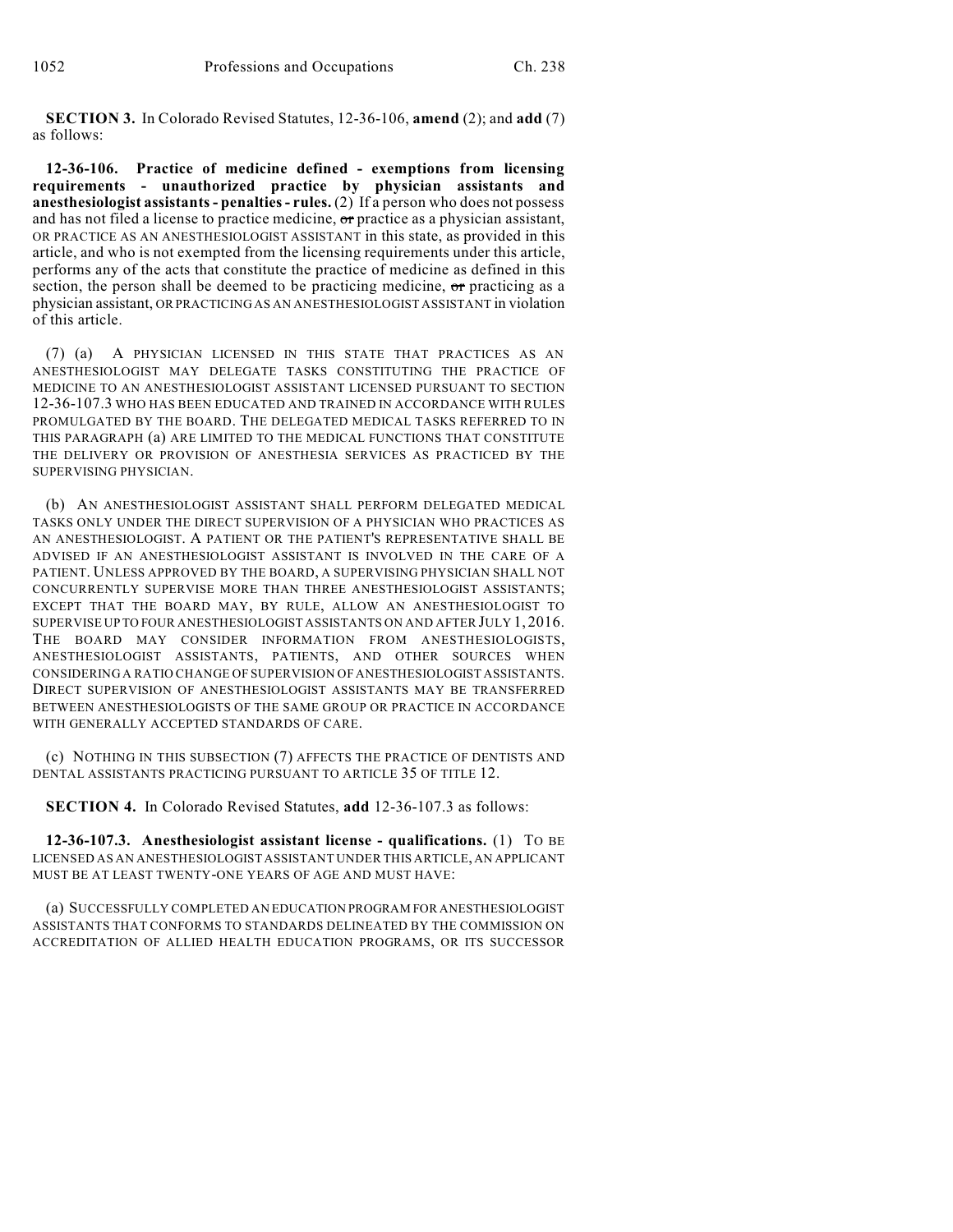**SECTION 3.** In Colorado Revised Statutes, 12-36-106, **amend** (2); and **add** (7) as follows:

**12-36-106. Practice of medicine defined - exemptions from licensing requirements - unauthorized practice by physician assistants and anesthesiologist assistants - penalties - rules.** (2) If a person who does not possess and has not filed a license to practice medicine, ~~or~~ practice as a physician assistant, OR PRACTICE AS AN ANESTHESIOLOGIST ASSISTANT in this state, as provided in this article, and who is not exempted from the licensing requirements under this article, performs any of the acts that constitute the practice of medicine as defined in this section, the person shall be deemed to be practicing medicine, ~~or~~ practicing as a physician assistant, OR PRACTICING AS AN ANESTHESIOLOGIST ASSISTANT in violation of this article.

(7) (a) A PHYSICIAN LICENSED IN THIS STATE THAT PRACTICES AS AN ANESTHESIOLOGIST MAY DELEGATE TASKS CONSTITUTING THE PRACTICE OF MEDICINE TO AN ANESTHESIOLOGIST ASSISTANT LICENSED PURSUANT TO SECTION 12-36-107.3 WHO HAS BEEN EDUCATED AND TRAINED IN ACCORDANCE WITH RULES PROMULGATED BY THE BOARD. THE DELEGATED MEDICAL TASKS REFERRED TO IN THIS PARAGRAPH (a) ARE LIMITED TO THE MEDICAL FUNCTIONS THAT CONSTITUTE THE DELIVERY OR PROVISION OF ANESTHESIA SERVICES AS PRACTICED BY THE SUPERVISING PHYSICIAN.

(b) AN ANESTHESIOLOGIST ASSISTANT SHALL PERFORM DELEGATED MEDICAL TASKS ONLY UNDER THE DIRECT SUPERVISION OF A PHYSICIAN WHO PRACTICES AS AN ANESTHESIOLOGIST. A PATIENT OR THE PATIENT'S REPRESENTATIVE SHALL BE ADVISED IF AN ANESTHESIOLOGIST ASSISTANT IS INVOLVED IN THE CARE OF A PATIENT. UNLESS APPROVED BY THE BOARD, A SUPERVISING PHYSICIAN SHALL NOT CONCURRENTLY SUPERVISE MORE THAN THREE ANESTHESIOLOGIST ASSISTANTS; EXCEPT THAT THE BOARD MAY, BY RULE, ALLOW AN ANESTHESIOLOGIST TO SUPERVISE UP TO FOUR ANESTHESIOLOGIST ASSISTANTS ON AND AFTER JULY 1, 2016. THE BOARD MAY CONSIDER INFORMATION FROM ANESTHESIOLOGISTS, ANESTHESIOLOGIST ASSISTANTS, PATIENTS, AND OTHER SOURCES WHEN CONSIDERING A RATIO CHANGE OF SUPERVISION OF ANESTHESIOLOGIST ASSISTANTS. DIRECT SUPERVISION OF ANESTHESIOLOGIST ASSISTANTS MAY BE TRANSFERRED BETWEEN ANESTHESIOLOGISTS OF THE SAME GROUP OR PRACTICE IN ACCORDANCE WITH GENERALLY ACCEPTED STANDARDS OF CARE.

(c) NOTHING IN THIS SUBSECTION (7) AFFECTS THE PRACTICE OF DENTISTS AND DENTAL ASSISTANTS PRACTICING PURSUANT TO ARTICLE 35 OF TITLE 12.

**SECTION 4.** In Colorado Revised Statutes, **add** 12-36-107.3 as follows:

**12-36-107.3. Anesthesiologist assistant license - qualifications.** (1) TO BE LICENSED AS AN ANESTHESIOLOGIST ASSISTANT UNDER THIS ARTICLE, AN APPLICANT MUST BE AT LEAST TWENTY-ONE YEARS OF AGE AND MUST HAVE:

(a) SUCCESSFULLY COMPLETED AN EDUCATION PROGRAM FOR ANESTHESIOLOGIST ASSISTANTS THAT CONFORMS TO STANDARDS DELINEATED BY THE COMMISSION ON ACCREDITATION OF ALLIED HEALTH EDUCATION PROGRAMS, OR ITS SUCCESSOR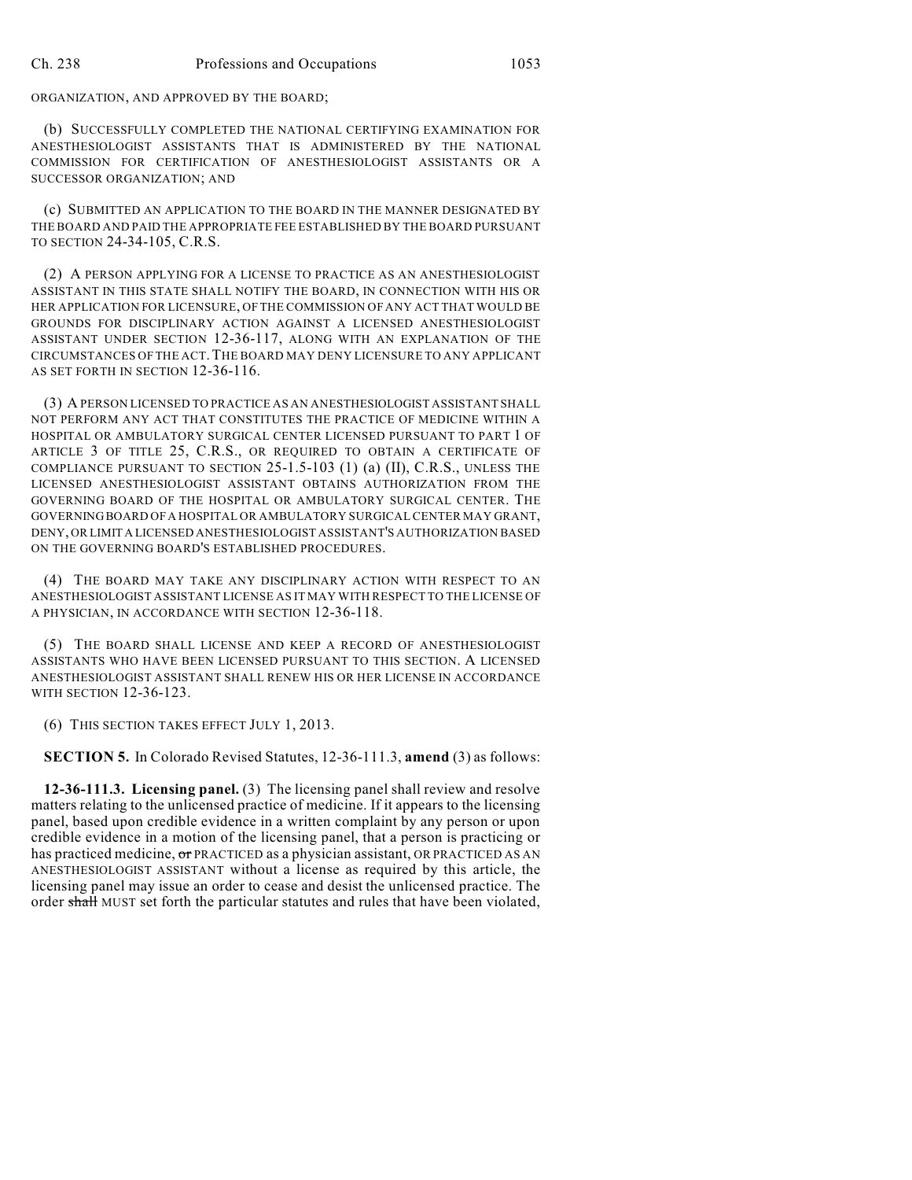ORGANIZATION, AND APPROVED BY THE BOARD;

(b) SUCCESSFULLY COMPLETED THE NATIONAL CERTIFYING EXAMINATION FOR ANESTHESIOLOGIST ASSISTANTS THAT IS ADMINISTERED BY THE NATIONAL COMMISSION FOR CERTIFICATION OF ANESTHESIOLOGIST ASSISTANTS OR A SUCCESSOR ORGANIZATION; AND

(c) SUBMITTED AN APPLICATION TO THE BOARD IN THE MANNER DESIGNATED BY THE BOARD AND PAID THE APPROPRIATE FEE ESTABLISHED BY THE BOARD PURSUANT TO SECTION 24-34-105, C.R.S.

(2) A PERSON APPLYING FOR A LICENSE TO PRACTICE AS AN ANESTHESIOLOGIST ASSISTANT IN THIS STATE SHALL NOTIFY THE BOARD, IN CONNECTION WITH HIS OR HER APPLICATION FOR LICENSURE, OF THE COMMISSION OF ANY ACT THAT WOULD BE GROUNDS FOR DISCIPLINARY ACTION AGAINST A LICENSED ANESTHESIOLOGIST ASSISTANT UNDER SECTION 12-36-117, ALONG WITH AN EXPLANATION OF THE CIRCUMSTANCES OF THE ACT. THE BOARD MAY DENY LICENSURE TO ANY APPLICANT AS SET FORTH IN SECTION 12-36-116.

(3) A PERSON LICENSED TO PRACTICE AS AN ANESTHESIOLOGIST ASSISTANT SHALL NOT PERFORM ANY ACT THAT CONSTITUTES THE PRACTICE OF MEDICINE WITHIN A HOSPITAL OR AMBULATORY SURGICAL CENTER LICENSED PURSUANT TO PART 1 OF ARTICLE 3 OF TITLE 25, C.R.S., OR REQUIRED TO OBTAIN A CERTIFICATE OF COMPLIANCE PURSUANT TO SECTION 25-1.5-103 (1) (a) (II), C.R.S., UNLESS THE LICENSED ANESTHESIOLOGIST ASSISTANT OBTAINS AUTHORIZATION FROM THE GOVERNING BOARD OF THE HOSPITAL OR AMBULATORY SURGICAL CENTER. THE GOVERNING BOARD OF A HOSPITAL OR AMBULATORY SURGICAL CENTER MAY GRANT, DENY, OR LIMIT A LICENSED ANESTHESIOLOGIST ASSISTANT'S AUTHORIZATION BASED ON THE GOVERNING BOARD'S ESTABLISHED PROCEDURES.

(4) THE BOARD MAY TAKE ANY DISCIPLINARY ACTION WITH RESPECT TO AN ANESTHESIOLOGIST ASSISTANT LICENSE AS IT MAY WITH RESPECT TO THE LICENSE OF A PHYSICIAN, IN ACCORDANCE WITH SECTION 12-36-118.

(5) THE BOARD SHALL LICENSE AND KEEP A RECORD OF ANESTHESIOLOGIST ASSISTANTS WHO HAVE BEEN LICENSED PURSUANT TO THIS SECTION. A LICENSED ANESTHESIOLOGIST ASSISTANT SHALL RENEW HIS OR HER LICENSE IN ACCORDANCE WITH SECTION 12-36-123.

(6) THIS SECTION TAKES EFFECT JULY 1, 2013.

**SECTION 5.** In Colorado Revised Statutes, 12-36-111.3, **amend** (3) as follows:

**12-36-111.3. Licensing panel.** (3) The licensing panel shall review and resolve matters relating to the unlicensed practice of medicine. If it appears to the licensing panel, based upon credible evidence in a written complaint by any person or upon credible evidence in a motion of the licensing panel, that a person is practicing or has practiced medicine, ~~or~~ PRACTICED as a physician assistant, OR PRACTICED AS AN ANESTHESIOLOGIST ASSISTANT without a license as required by this article, the licensing panel may issue an order to cease and desist the unlicensed practice. The order ~~shall~~ MUST set forth the particular statutes and rules that have been violated,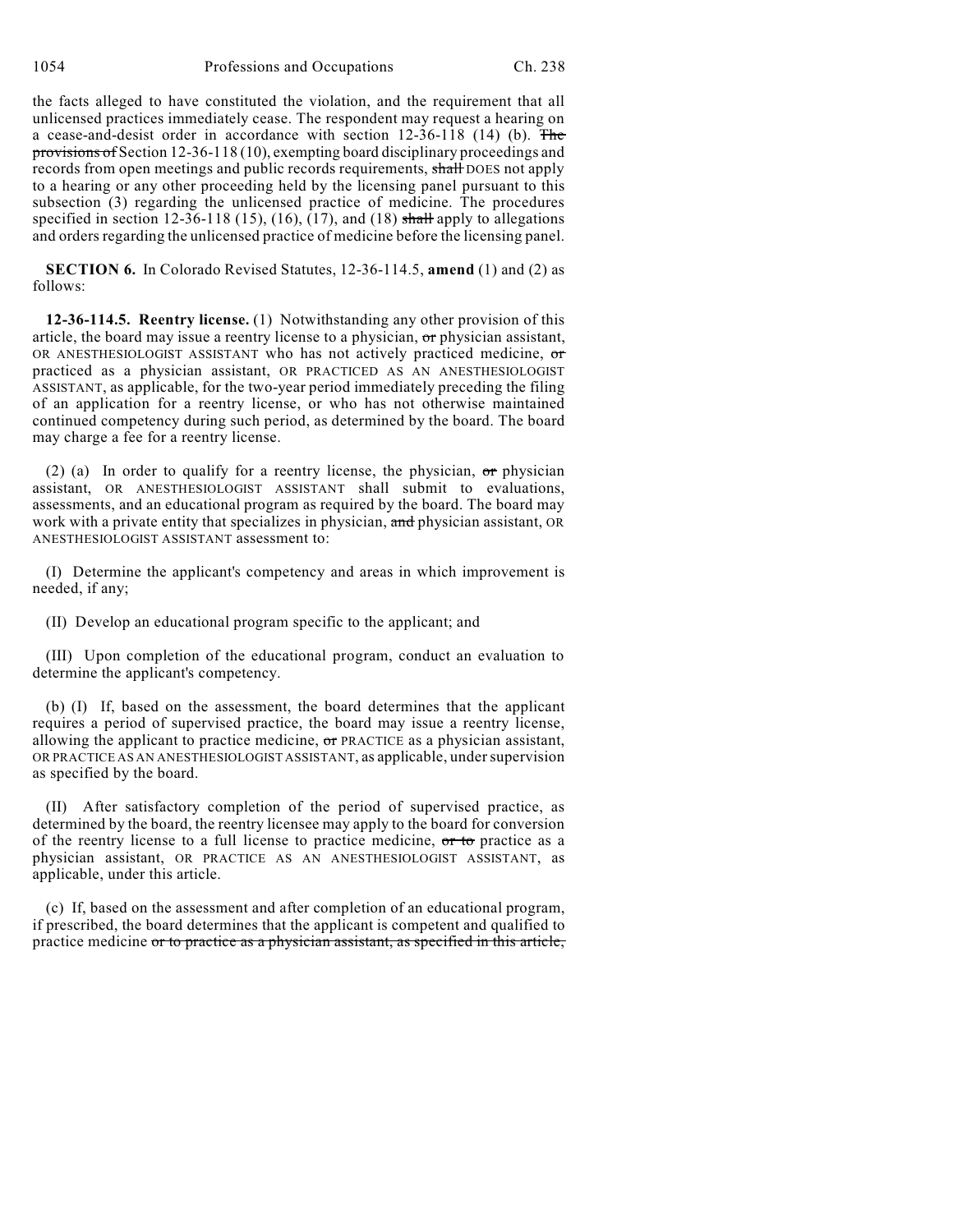the facts alleged to have constituted the violation, and the requirement that all unlicensed practices immediately cease. The respondent may request a hearing on a cease-and-desist order in accordance with section 12-36-118 (14) (b). ~~The provisions of~~ Section 12-36-118 (10), exempting board disciplinary proceedings and records from open meetings and public records requirements, ~~shall~~ DOES not apply to a hearing or any other proceeding held by the licensing panel pursuant to this subsection (3) regarding the unlicensed practice of medicine. The procedures specified in section 12-36-118 (15), (16), (17), and (18) ~~shall~~ apply to allegations and orders regarding the unlicensed practice of medicine before the licensing panel.

**SECTION 6.** In Colorado Revised Statutes, 12-36-114.5, **amend** (1) and (2) as follows:

**12-36-114.5. Reentry license.** (1) Notwithstanding any other provision of this article, the board may issue a reentry license to a physician, ~~or~~ physician assistant, OR ANESTHESIOLOGIST ASSISTANT who has not actively practiced medicine, ~~or~~ practiced as a physician assistant, OR PRACTICED AS AN ANESTHESIOLOGIST ASSISTANT, as applicable, for the two-year period immediately preceding the filing of an application for a reentry license, or who has not otherwise maintained continued competency during such period, as determined by the board. The board may charge a fee for a reentry license.

(2) (a) In order to qualify for a reentry license, the physician, ~~or~~ physician assistant, OR ANESTHESIOLOGIST ASSISTANT shall submit to evaluations, assessments, and an educational program as required by the board. The board may work with a private entity that specializes in physician, ~~and~~ physician assistant, OR ANESTHESIOLOGIST ASSISTANT assessment to:

(I) Determine the applicant's competency and areas in which improvement is needed, if any;

(II) Develop an educational program specific to the applicant; and

(III) Upon completion of the educational program, conduct an evaluation to determine the applicant's competency.

(b) (I) If, based on the assessment, the board determines that the applicant requires a period of supervised practice, the board may issue a reentry license, allowing the applicant to practice medicine, ~~or~~ PRACTICE as a physician assistant, OR PRACTICE AS AN ANESTHESIOLOGIST ASSISTANT, as applicable, under supervision as specified by the board.

(II) After satisfactory completion of the period of supervised practice, as determined by the board, the reentry licensee may apply to the board for conversion of the reentry license to a full license to practice medicine, ~~or to~~ practice as a physician assistant, OR PRACTICE AS AN ANESTHESIOLOGIST ASSISTANT, as applicable, under this article.

(c) If, based on the assessment and after completion of an educational program, if prescribed, the board determines that the applicant is competent and qualified to practice medicine ~~or to practice as a physician assistant, as specified in this article,~~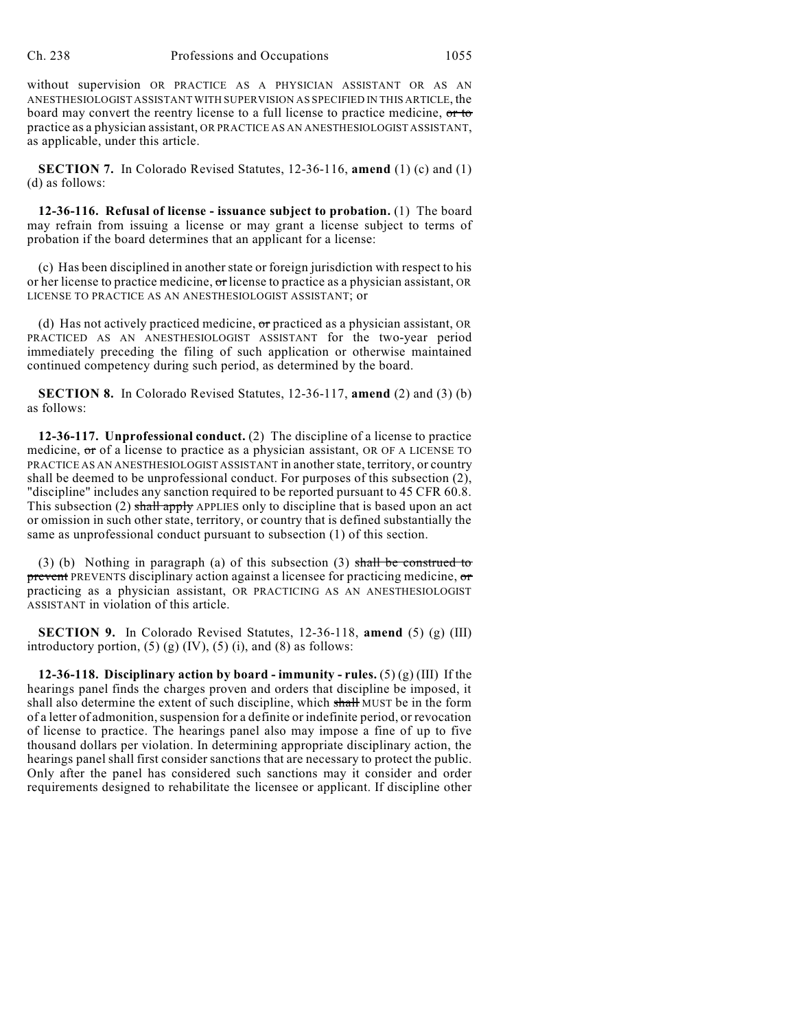without supervision OR PRACTICE AS A PHYSICIAN ASSISTANT OR AS AN ANESTHESIOLOGIST ASSISTANT WITH SUPERVISION AS SPECIFIED IN THIS ARTICLE, the board may convert the reentry license to a full license to practice medicine, ~~or to~~ practice as a physician assistant, OR PRACTICE AS AN ANESTHESIOLOGIST ASSISTANT, as applicable, under this article.

**SECTION 7.** In Colorado Revised Statutes, 12-36-116, **amend** (1) (c) and (1) (d) as follows:

**12-36-116. Refusal of license - issuance subject to probation.** (1) The board may refrain from issuing a license or may grant a license subject to terms of probation if the board determines that an applicant for a license:

(c) Has been disciplined in another state or foreign jurisdiction with respect to his or her license to practice medicine, ~~or~~ license to practice as a physician assistant, OR LICENSE TO PRACTICE AS AN ANESTHESIOLOGIST ASSISTANT; or

(d) Has not actively practiced medicine, ~~or~~ practiced as a physician assistant, OR PRACTICED AS AN ANESTHESIOLOGIST ASSISTANT for the two-year period immediately preceding the filing of such application or otherwise maintained continued competency during such period, as determined by the board.

**SECTION 8.** In Colorado Revised Statutes, 12-36-117, **amend** (2) and (3) (b) as follows:

**12-36-117. Unprofessional conduct.** (2) The discipline of a license to practice medicine, ~~or~~ of a license to practice as a physician assistant, OR OF A LICENSE TO PRACTICE AS AN ANESTHESIOLOGIST ASSISTANT in another state, territory, or country shall be deemed to be unprofessional conduct. For purposes of this subsection (2), "discipline" includes any sanction required to be reported pursuant to 45 CFR 60.8. This subsection (2) ~~shall apply~~ APPLIES only to discipline that is based upon an act or omission in such other state, territory, or country that is defined substantially the same as unprofessional conduct pursuant to subsection (1) of this section.

(3) (b) Nothing in paragraph (a) of this subsection (3) ~~shall be construed to prevent~~ PREVENTS disciplinary action against a licensee for practicing medicine, ~~or~~ practicing as a physician assistant, OR PRACTICING AS AN ANESTHESIOLOGIST ASSISTANT in violation of this article.

**SECTION 9.** In Colorado Revised Statutes, 12-36-118, **amend** (5) (g) (III) introductory portion, (5) (g) (IV), (5) (i), and (8) as follows:

**12-36-118. Disciplinary action by board - immunity - rules.** (5) (g) (III) If the hearings panel finds the charges proven and orders that discipline be imposed, it shall also determine the extent of such discipline, which ~~shall~~ MUST be in the form of a letter of admonition, suspension for a definite or indefinite period, or revocation of license to practice. The hearings panel also may impose a fine of up to five thousand dollars per violation. In determining appropriate disciplinary action, the hearings panel shall first consider sanctions that are necessary to protect the public. Only after the panel has considered such sanctions may it consider and order requirements designed to rehabilitate the licensee or applicant. If discipline other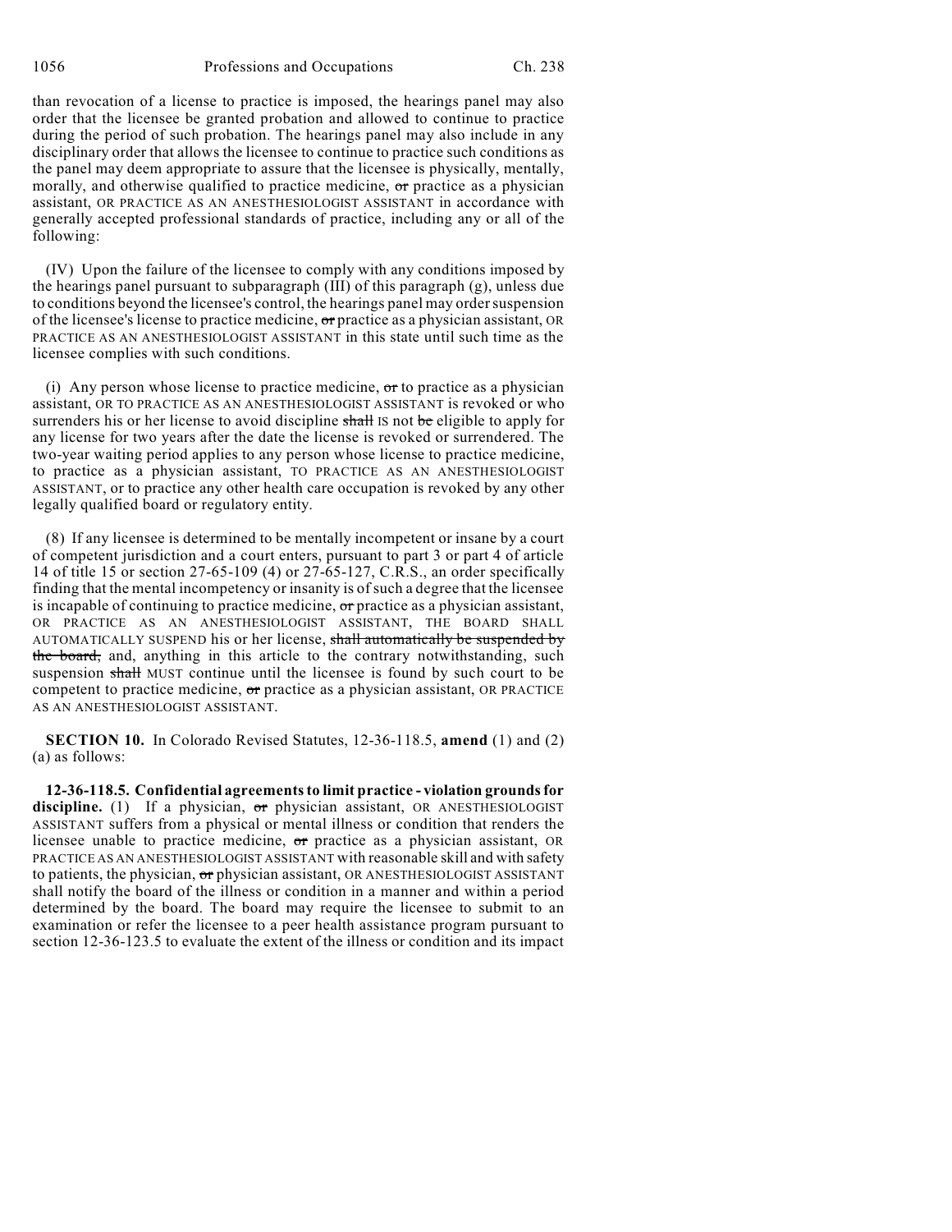than revocation of a license to practice is imposed, the hearings panel may also order that the licensee be granted probation and allowed to continue to practice during the period of such probation. The hearings panel may also include in any disciplinary order that allows the licensee to continue to practice such conditions as the panel may deem appropriate to assure that the licensee is physically, mentally, morally, and otherwise qualified to practice medicine, ~~or~~ practice as a physician assistant, OR PRACTICE AS AN ANESTHESIOLOGIST ASSISTANT in accordance with generally accepted professional standards of practice, including any or all of the following:

(IV) Upon the failure of the licensee to comply with any conditions imposed by the hearings panel pursuant to subparagraph (III) of this paragraph (g), unless due to conditions beyond the licensee's control, the hearings panel may order suspension of the licensee's license to practice medicine, ~~or~~ practice as a physician assistant, OR PRACTICE AS AN ANESTHESIOLOGIST ASSISTANT in this state until such time as the licensee complies with such conditions.

(i) Any person whose license to practice medicine, ~~or~~ to practice as a physician assistant, OR TO PRACTICE AS AN ANESTHESIOLOGIST ASSISTANT is revoked or who surrenders his or her license to avoid discipline ~~shall~~ IS not ~~be~~ eligible to apply for any license for two years after the date the license is revoked or surrendered. The two-year waiting period applies to any person whose license to practice medicine, to practice as a physician assistant, TO PRACTICE AS AN ANESTHESIOLOGIST ASSISTANT, or to practice any other health care occupation is revoked by any other legally qualified board or regulatory entity.

(8) If any licensee is determined to be mentally incompetent or insane by a court of competent jurisdiction and a court enters, pursuant to part 3 or part 4 of article 14 of title 15 or section 27-65-109 (4) or 27-65-127, C.R.S., an order specifically finding that the mental incompetency or insanity is of such a degree that the licensee is incapable of continuing to practice medicine, ~~or~~ practice as a physician assistant, OR PRACTICE AS AN ANESTHESIOLOGIST ASSISTANT, THE BOARD SHALL AUTOMATICALLY SUSPEND his or her license, ~~shall automatically be suspended by the board,~~ and, anything in this article to the contrary notwithstanding, such suspension ~~shall~~ MUST continue until the licensee is found by such court to be competent to practice medicine, ~~or~~ practice as a physician assistant, OR PRACTICE AS AN ANESTHESIOLOGIST ASSISTANT.

**SECTION 10.** In Colorado Revised Statutes, 12-36-118.5, **amend** (1) and (2) (a) as follows:

**12-36-118.5. Confidential agreements to limit practice - violation grounds for discipline.** (1) If a physician, ~~or~~ physician assistant, OR ANESTHESIOLOGIST ASSISTANT suffers from a physical or mental illness or condition that renders the licensee unable to practice medicine, ~~or~~ practice as a physician assistant, OR PRACTICE AS AN ANESTHESIOLOGIST ASSISTANT with reasonable skill and with safety to patients, the physician, ~~or~~ physician assistant, OR ANESTHESIOLOGIST ASSISTANT shall notify the board of the illness or condition in a manner and within a period determined by the board. The board may require the licensee to submit to an examination or refer the licensee to a peer health assistance program pursuant to section 12-36-123.5 to evaluate the extent of the illness or condition and its impact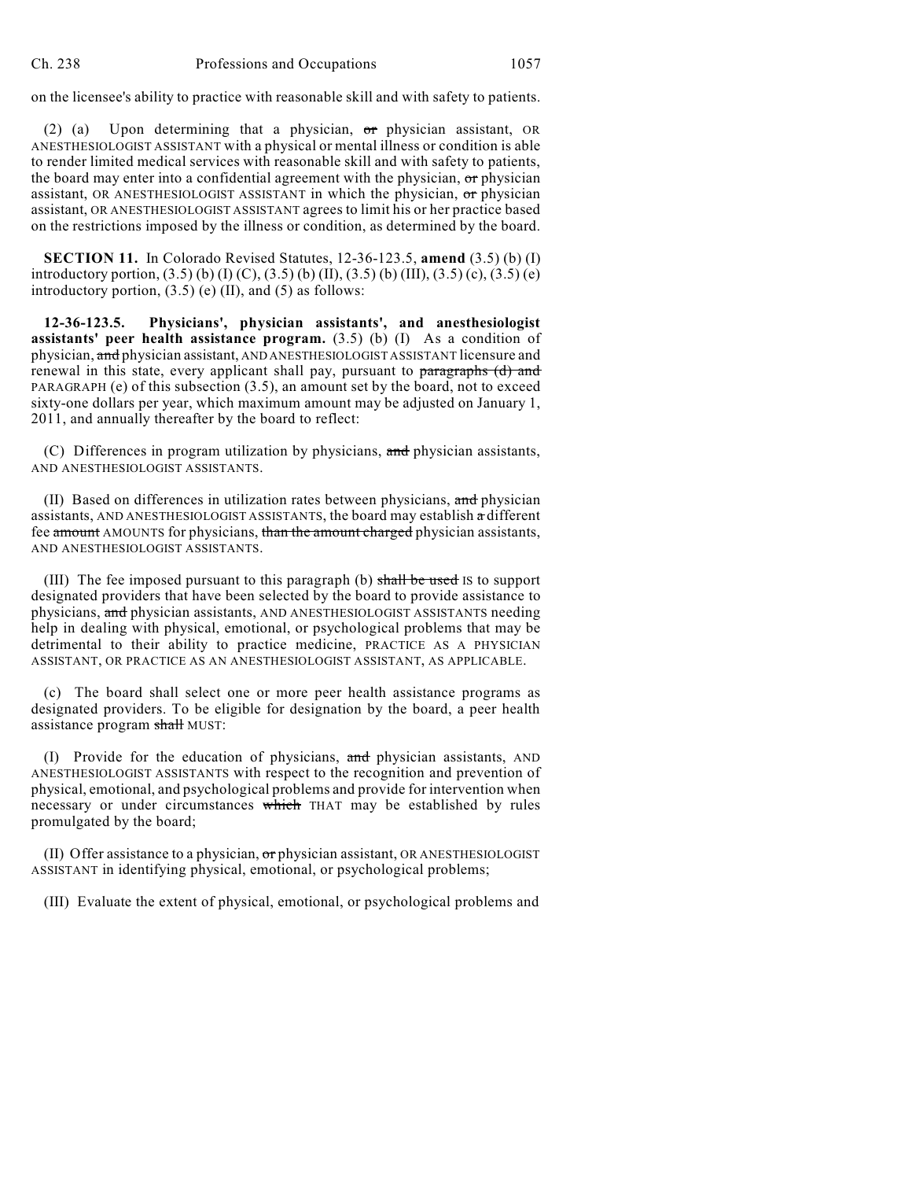on the licensee's ability to practice with reasonable skill and with safety to patients.

(2) (a) Upon determining that a physician, ~~or~~ physician assistant, OR ANESTHESIOLOGIST ASSISTANT with a physical or mental illness or condition is able to render limited medical services with reasonable skill and with safety to patients, the board may enter into a confidential agreement with the physician, ~~or~~ physician assistant, OR ANESTHESIOLOGIST ASSISTANT in which the physician, ~~or~~ physician assistant, OR ANESTHESIOLOGIST ASSISTANT agrees to limit his or her practice based on the restrictions imposed by the illness or condition, as determined by the board.

**SECTION 11.** In Colorado Revised Statutes, 12-36-123.5, **amend** (3.5) (b) (I) introductory portion, (3.5) (b) (I) (C), (3.5) (b) (II), (3.5) (b) (III), (3.5) (c), (3.5) (e) introductory portion, (3.5) (e) (II), and (5) as follows:

**12-36-123.5. Physicians', physician assistants', and anesthesiologist assistants' peer health assistance program.** (3.5) (b) (I) As a condition of physician, ~~and~~ physician assistant, AND ANESTHESIOLOGIST ASSISTANT licensure and renewal in this state, every applicant shall pay, pursuant to ~~paragraphs (d) and~~ PARAGRAPH (e) of this subsection (3.5), an amount set by the board, not to exceed sixty-one dollars per year, which maximum amount may be adjusted on January 1, 2011, and annually thereafter by the board to reflect:

(C) Differences in program utilization by physicians, ~~and~~ physician assistants, AND ANESTHESIOLOGIST ASSISTANTS.

(II) Based on differences in utilization rates between physicians, ~~and~~ physician assistants, AND ANESTHESIOLOGIST ASSISTANTS, the board may establish ~~a~~ different fee ~~amount~~ AMOUNTS for physicians, ~~than the amount charged~~ physician assistants, AND ANESTHESIOLOGIST ASSISTANTS.

(III) The fee imposed pursuant to this paragraph (b) ~~shall be used~~ IS to support designated providers that have been selected by the board to provide assistance to physicians, ~~and~~ physician assistants, AND ANESTHESIOLOGIST ASSISTANTS needing help in dealing with physical, emotional, or psychological problems that may be detrimental to their ability to practice medicine, PRACTICE AS A PHYSICIAN ASSISTANT, OR PRACTICE AS AN ANESTHESIOLOGIST ASSISTANT, AS APPLICABLE.

(c) The board shall select one or more peer health assistance programs as designated providers. To be eligible for designation by the board, a peer health assistance program ~~shall~~ MUST:

(I) Provide for the education of physicians, ~~and~~ physician assistants, AND ANESTHESIOLOGIST ASSISTANTS with respect to the recognition and prevention of physical, emotional, and psychological problems and provide for intervention when necessary or under circumstances ~~which~~ THAT may be established by rules promulgated by the board;

(II) Offer assistance to a physician, ~~or~~ physician assistant, OR ANESTHESIOLOGIST ASSISTANT in identifying physical, emotional, or psychological problems;

(III) Evaluate the extent of physical, emotional, or psychological problems and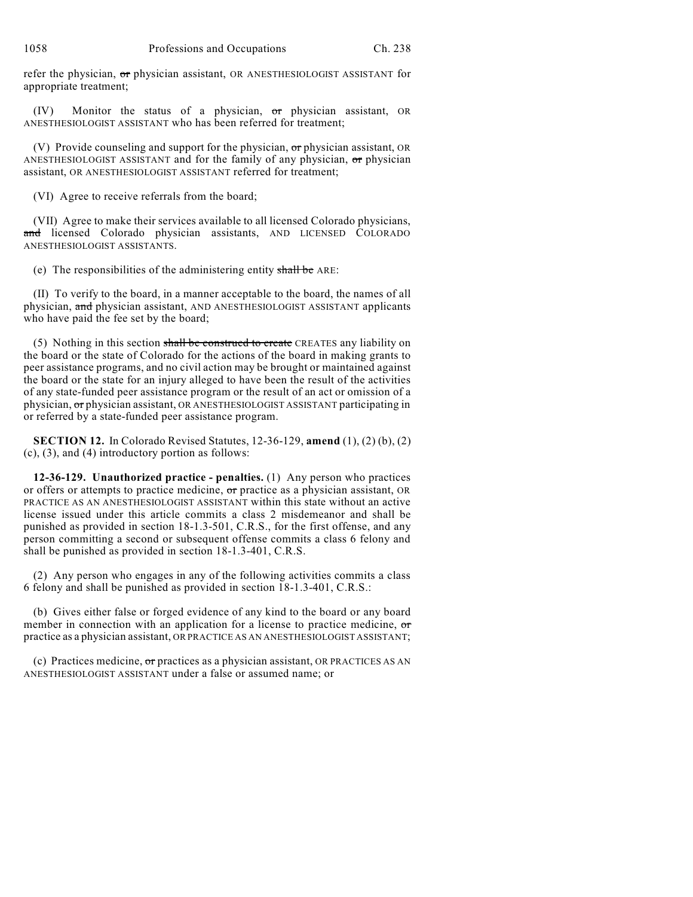refer the physician, ~~or~~ physician assistant, OR ANESTHESIOLOGIST ASSISTANT for appropriate treatment;

(IV) Monitor the status of a physician, ~~or~~ physician assistant, OR ANESTHESIOLOGIST ASSISTANT who has been referred for treatment;

(V) Provide counseling and support for the physician, ~~or~~ physician assistant, OR ANESTHESIOLOGIST ASSISTANT and for the family of any physician, ~~or~~ physician assistant, OR ANESTHESIOLOGIST ASSISTANT referred for treatment;

(VI) Agree to receive referrals from the board;

(VII) Agree to make their services available to all licensed Colorado physicians, ~~and~~ licensed Colorado physician assistants, AND LICENSED COLORADO ANESTHESIOLOGIST ASSISTANTS.

(e) The responsibilities of the administering entity ~~shall be~~ ARE:

(II) To verify to the board, in a manner acceptable to the board, the names of all physician, ~~and~~ physician assistant, AND ANESTHESIOLOGIST ASSISTANT applicants who have paid the fee set by the board;

(5) Nothing in this section ~~shall be construed to create~~ CREATES any liability on the board or the state of Colorado for the actions of the board in making grants to peer assistance programs, and no civil action may be brought or maintained against the board or the state for an injury alleged to have been the result of the activities of any state-funded peer assistance program or the result of an act or omission of a physician, ~~or~~ physician assistant, OR ANESTHESIOLOGIST ASSISTANT participating in or referred by a state-funded peer assistance program.

**SECTION 12.** In Colorado Revised Statutes, 12-36-129, **amend** (1), (2) (b), (2) (c), (3), and (4) introductory portion as follows:

**12-36-129. Unauthorized practice - penalties.** (1) Any person who practices or offers or attempts to practice medicine, ~~or~~ practice as a physician assistant, OR PRACTICE AS AN ANESTHESIOLOGIST ASSISTANT within this state without an active license issued under this article commits a class 2 misdemeanor and shall be punished as provided in section 18-1.3-501, C.R.S., for the first offense, and any person committing a second or subsequent offense commits a class 6 felony and shall be punished as provided in section 18-1.3-401, C.R.S.

(2) Any person who engages in any of the following activities commits a class 6 felony and shall be punished as provided in section 18-1.3-401, C.R.S.:

(b) Gives either false or forged evidence of any kind to the board or any board member in connection with an application for a license to practice medicine, ~~or~~ practice as a physician assistant, OR PRACTICE AS AN ANESTHESIOLOGIST ASSISTANT;

(c) Practices medicine, ~~or~~ practices as a physician assistant, OR PRACTICES AS AN ANESTHESIOLOGIST ASSISTANT under a false or assumed name; or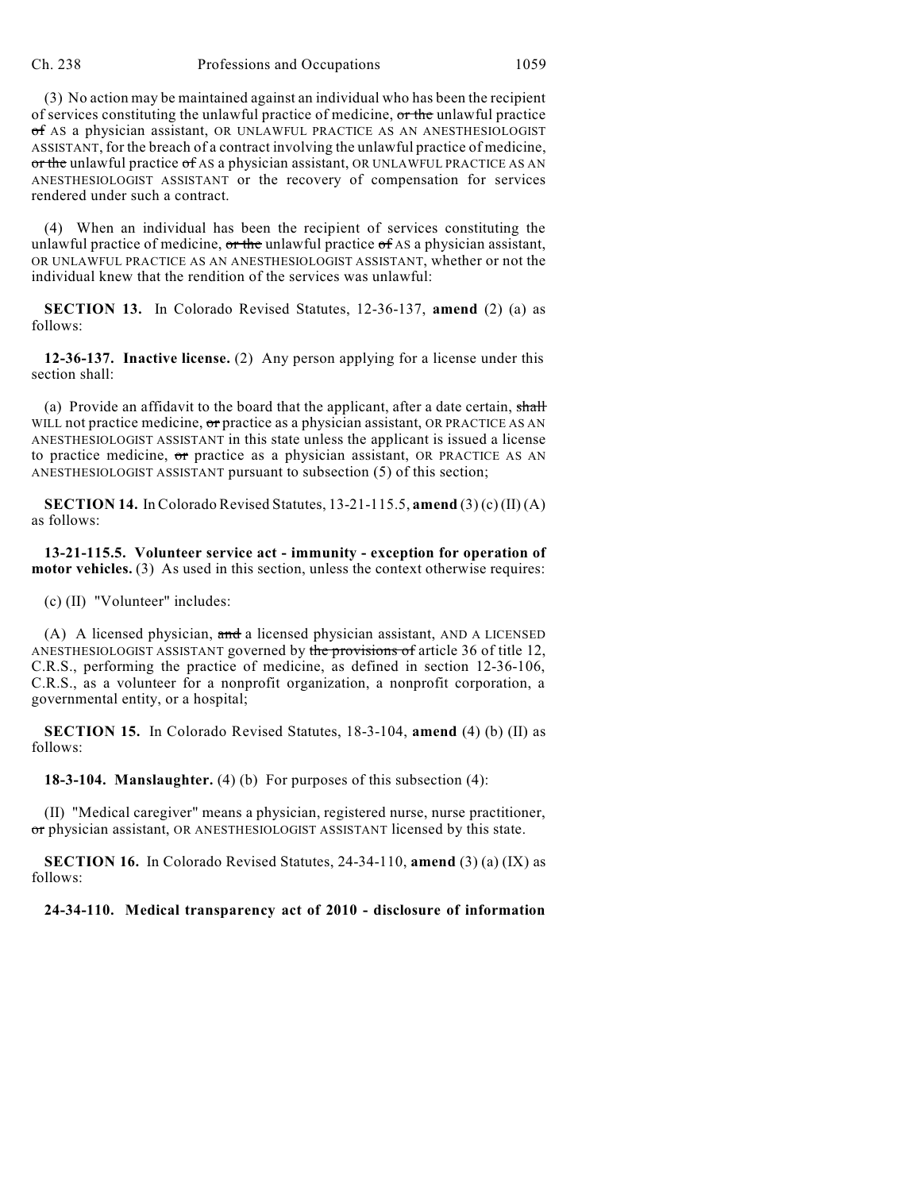(3) No action may be maintained against an individual who has been the recipient of services constituting the unlawful practice of medicine, ~~or the~~ unlawful practice ~~of~~ AS a physician assistant, OR UNLAWFUL PRACTICE AS AN ANESTHESIOLOGIST ASSISTANT, for the breach of a contract involving the unlawful practice of medicine, ~~or the~~ unlawful practice ~~of~~ AS a physician assistant, OR UNLAWFUL PRACTICE AS AN ANESTHESIOLOGIST ASSISTANT or the recovery of compensation for services rendered under such a contract.

(4) When an individual has been the recipient of services constituting the unlawful practice of medicine, ~~or the~~ unlawful practice ~~of~~ AS a physician assistant, OR UNLAWFUL PRACTICE AS AN ANESTHESIOLOGIST ASSISTANT, whether or not the individual knew that the rendition of the services was unlawful:

**SECTION 13.** In Colorado Revised Statutes, 12-36-137, **amend** (2) (a) as follows:

**12-36-137. Inactive license.** (2) Any person applying for a license under this section shall:

(a) Provide an affidavit to the board that the applicant, after a date certain, ~~shall~~ WILL not practice medicine, ~~or~~ practice as a physician assistant, OR PRACTICE AS AN ANESTHESIOLOGIST ASSISTANT in this state unless the applicant is issued a license to practice medicine, ~~or~~ practice as a physician assistant, OR PRACTICE AS AN ANESTHESIOLOGIST ASSISTANT pursuant to subsection (5) of this section;

**SECTION 14.** In Colorado Revised Statutes, 13-21-115.5, **amend** (3) (c) (II) (A) as follows:

**13-21-115.5. Volunteer service act - immunity - exception for operation of motor vehicles.** (3) As used in this section, unless the context otherwise requires:

(c) (II) "Volunteer" includes:

(A) A licensed physician, ~~and~~ a licensed physician assistant, AND A LICENSED ANESTHESIOLOGIST ASSISTANT governed by ~~the provisions of~~ article 36 of title 12, C.R.S., performing the practice of medicine, as defined in section 12-36-106, C.R.S., as a volunteer for a nonprofit organization, a nonprofit corporation, a governmental entity, or a hospital;

**SECTION 15.** In Colorado Revised Statutes, 18-3-104, **amend** (4) (b) (II) as follows:

**18-3-104. Manslaughter.** (4) (b) For purposes of this subsection (4):

(II) "Medical caregiver" means a physician, registered nurse, nurse practitioner, ~~or~~ physician assistant, OR ANESTHESIOLOGIST ASSISTANT licensed by this state.

**SECTION 16.** In Colorado Revised Statutes, 24-34-110, **amend** (3) (a) (IX) as follows:

**24-34-110. Medical transparency act of 2010 - disclosure of information**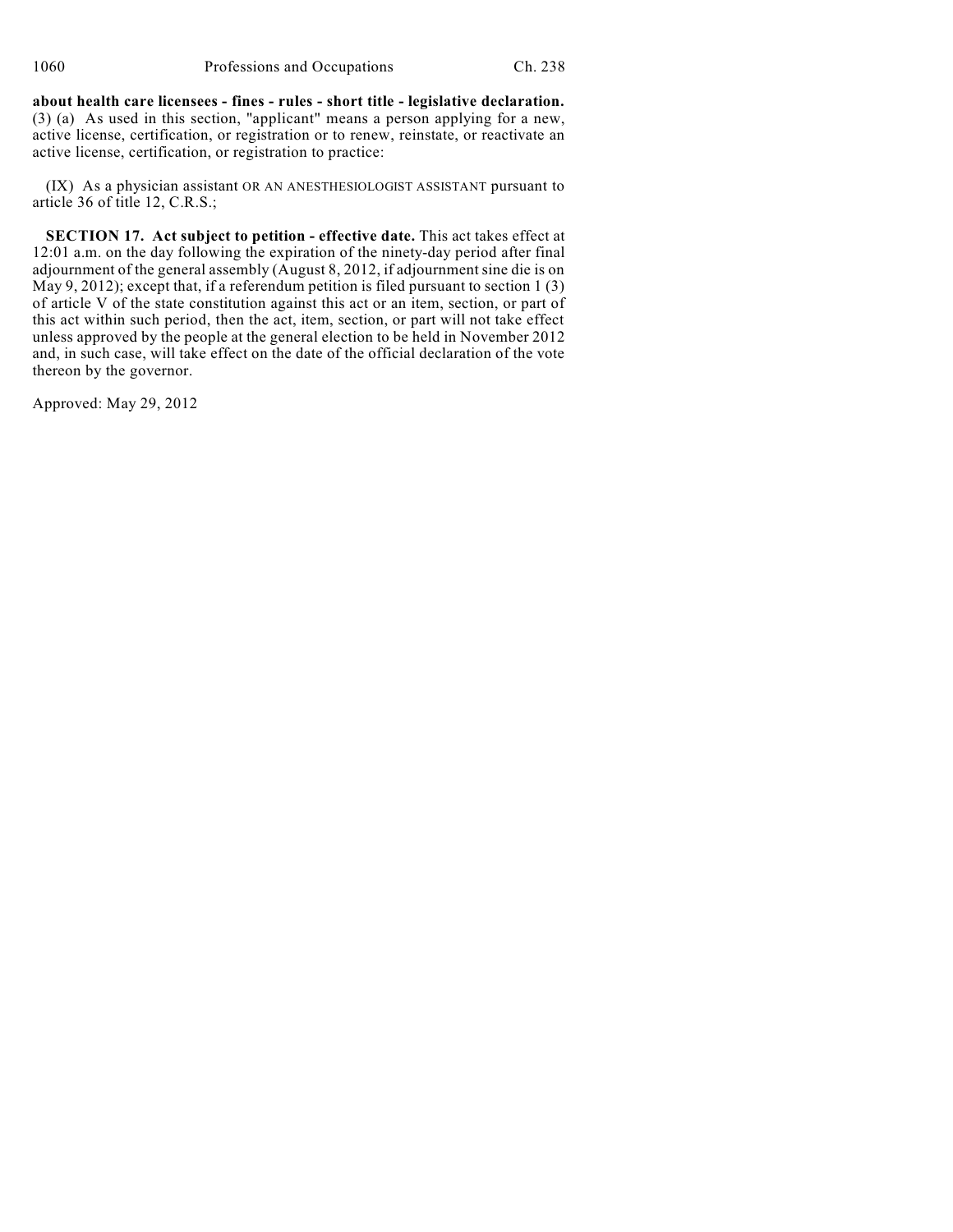**about health care licensees - fines - rules - short title - legislative declaration.** (3) (a) As used in this section, "applicant" means a person applying for a new, active license, certification, or registration or to renew, reinstate, or reactivate an active license, certification, or registration to practice:

(IX) As a physician assistant OR AN ANESTHESIOLOGIST ASSISTANT pursuant to article 36 of title 12, C.R.S.;

**SECTION 17. Act subject to petition - effective date.** This act takes effect at 12:01 a.m. on the day following the expiration of the ninety-day period after final adjournment of the general assembly (August 8, 2012, if adjournment sine die is on May 9, 2012); except that, if a referendum petition is filed pursuant to section 1 (3) of article V of the state constitution against this act or an item, section, or part of this act within such period, then the act, item, section, or part will not take effect unless approved by the people at the general election to be held in November 2012 and, in such case, will take effect on the date of the official declaration of the vote thereon by the governor.

Approved: May 29, 2012